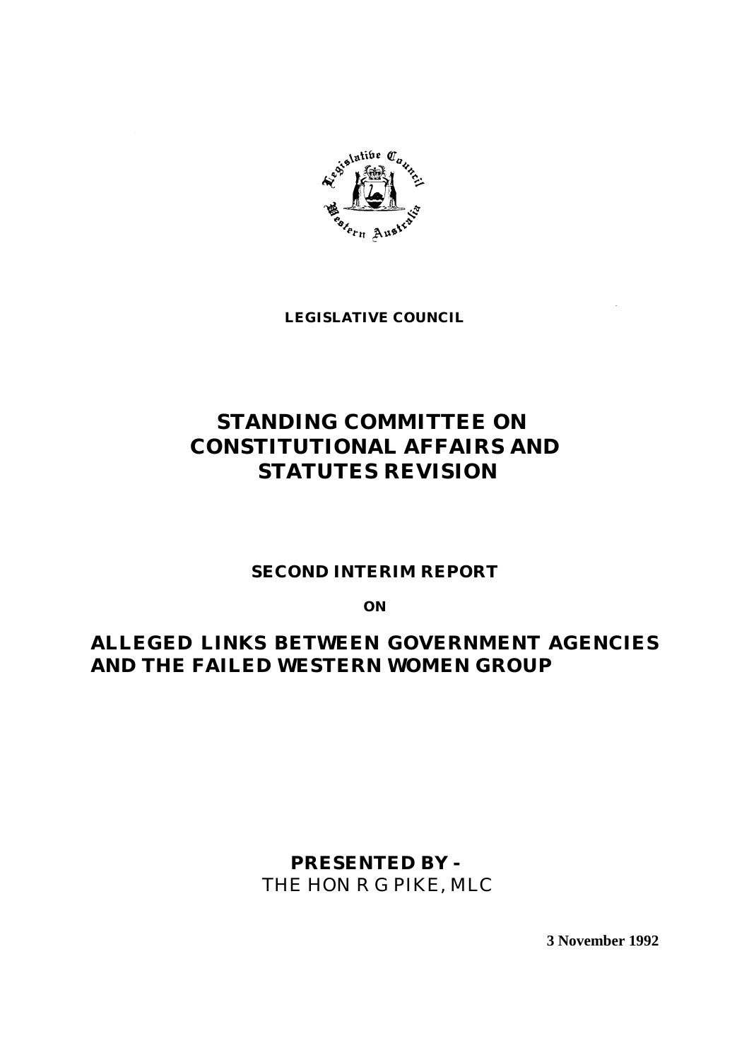**LEGISLATIVE COUNCIL**

# STANDING COMMITTEE ON CONSTITUTIONAL AFFAIRS AND STATUTES REVISION

**SECOND INTERIM REPORT**

**ON**

## ALLEGED LINKS BETWEEN GOVERNMENT AGENCIES AND THE FAILED WESTERN WOMEN GROUP

**PRESENTED BY -**
THE HON R G PIKE, MLC

**3 November 1992**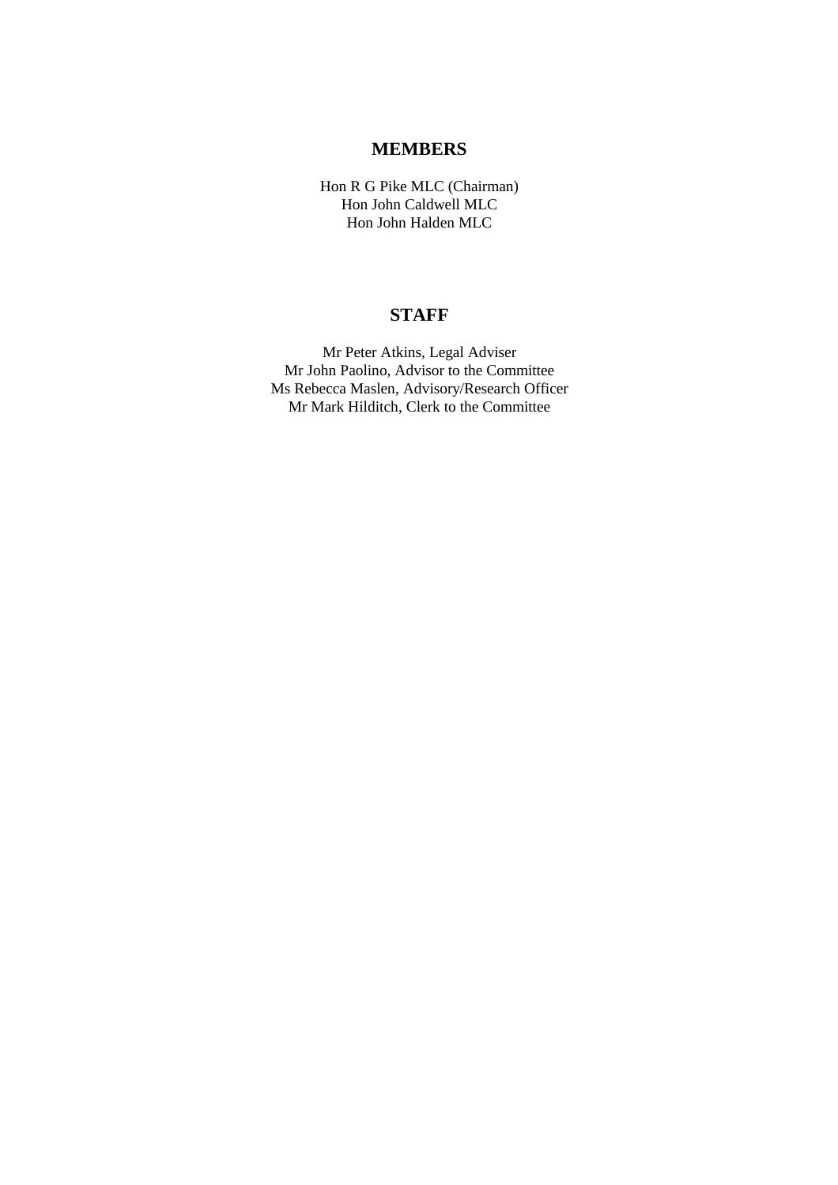## MEMBERS

Hon R G Pike MLC (Chairman)
Hon John Caldwell MLC
Hon John Halden MLC

## STAFF

Mr Peter Atkins, Legal Adviser
Mr John Paolino, Advisor to the Committee
Ms Rebecca Maslen, Advisory/Research Officer
Mr Mark Hilditch, Clerk to the Committee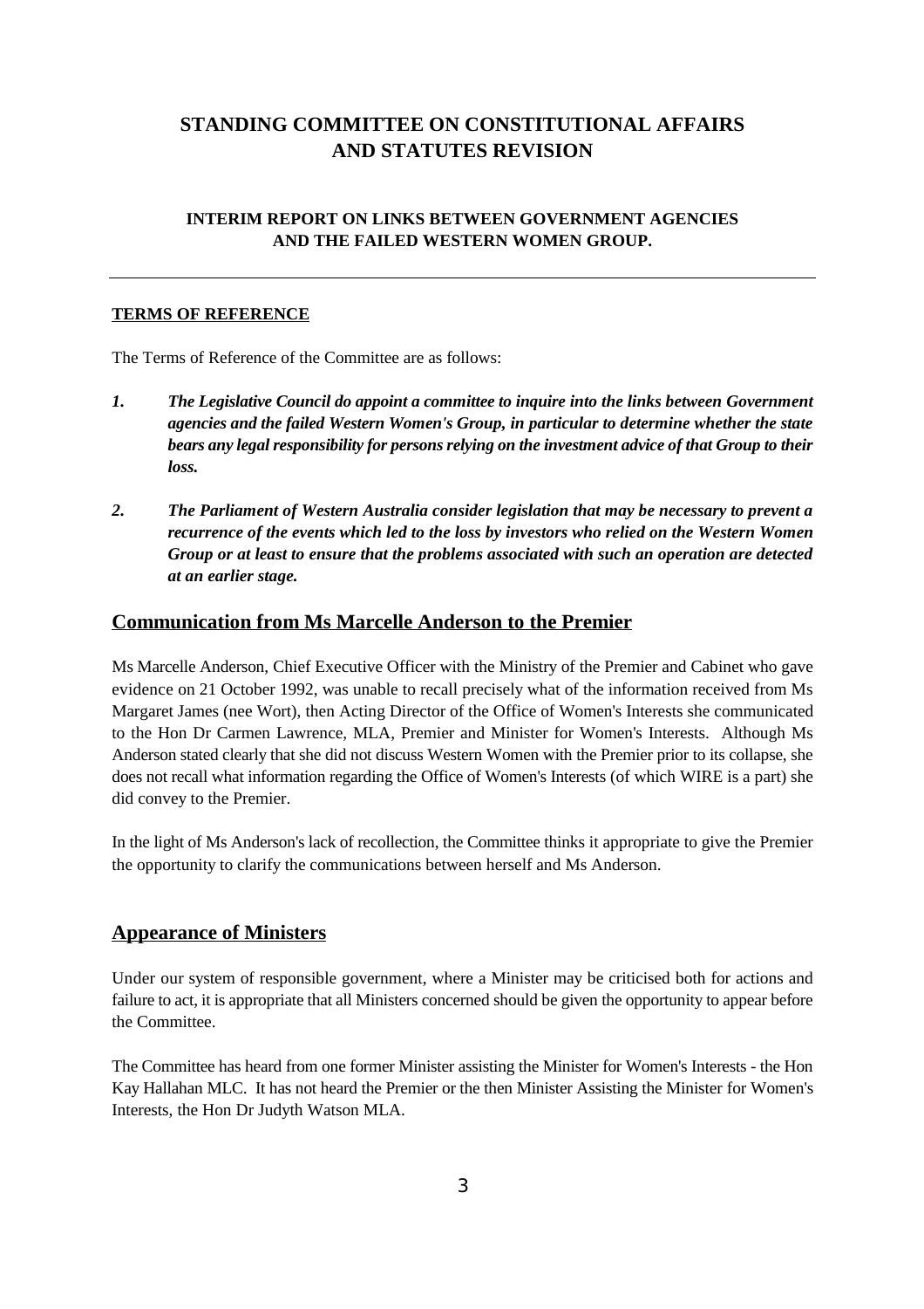# STANDING COMMITTEE ON CONSTITUTIONAL AFFAIRS AND STATUTES REVISION

### INTERIM REPORT ON LINKS BETWEEN GOVERNMENT AGENCIES AND THE FAILED WESTERN WOMEN GROUP.

---

**TERMS OF REFERENCE**

The Terms of Reference of the Committee are as follows:

1. ***The Legislative Council do appoint a committee to inquire into the links between Government agencies and the failed Western Women's Group, in particular to determine whether the state bears any legal responsibility for persons relying on the investment advice of that Group to their loss.***

2. ***The Parliament of Western Australia consider legislation that may be necessary to prevent a recurrence of the events which led to the loss by investors who relied on the Western Women Group or at least to ensure that the problems associated with such an operation are detected at an earlier stage.***

## Communication from Ms Marcelle Anderson to the Premier

Ms Marcelle Anderson, Chief Executive Officer with the Ministry of the Premier and Cabinet who gave evidence on 21 October 1992, was unable to recall precisely what of the information received from Ms Margaret James (nee Wort), then Acting Director of the Office of Women's Interests she communicated to the Hon Dr Carmen Lawrence, MLA, Premier and Minister for Women's Interests. Although Ms Anderson stated clearly that she did not discuss Western Women with the Premier prior to its collapse, she does not recall what information regarding the Office of Women's Interests (of which WIRE is a part) she did convey to the Premier.

In the light of Ms Anderson's lack of recollection, the Committee thinks it appropriate to give the Premier the opportunity to clarify the communications between herself and Ms Anderson.

## Appearance of Ministers

Under our system of responsible government, where a Minister may be criticised both for actions and failure to act, it is appropriate that all Ministers concerned should be given the opportunity to appear before the Committee.

The Committee has heard from one former Minister assisting the Minister for Women's Interests - the Hon Kay Hallahan MLC. It has not heard the Premier or the then Minister Assisting the Minister for Women's Interests, the Hon Dr Judyth Watson MLA.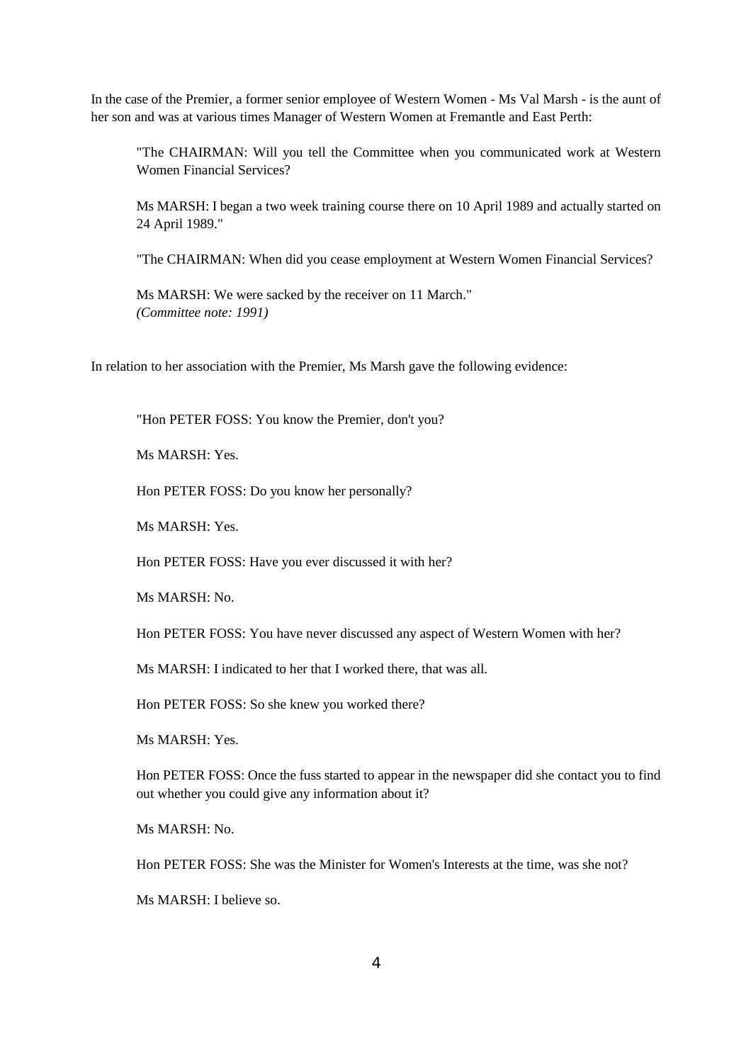In the case of the Premier, a former senior employee of Western Women - Ms Val Marsh - is the aunt of her son and was at various times Manager of Western Women at Fremantle and East Perth:

> "The CHAIRMAN: Will you tell the Committee when you communicated work at Western Women Financial Services?
>
> Ms MARSH: I began a two week training course there on 10 April 1989 and actually started on 24 April 1989."
>
> "The CHAIRMAN: When did you cease employment at Western Women Financial Services?
>
> Ms MARSH: We were sacked by the receiver on 11 March."
> *(Committee note: 1991)*

In relation to her association with the Premier, Ms Marsh gave the following evidence:

> "Hon PETER FOSS: You know the Premier, don't you?
>
> Ms MARSH: Yes.
>
> Hon PETER FOSS: Do you know her personally?
>
> Ms MARSH: Yes.
>
> Hon PETER FOSS: Have you ever discussed it with her?
>
> Ms MARSH: No.
>
> Hon PETER FOSS: You have never discussed any aspect of Western Women with her?
>
> Ms MARSH: I indicated to her that I worked there, that was all.
>
> Hon PETER FOSS: So she knew you worked there?
>
> Ms MARSH: Yes.
>
> Hon PETER FOSS: Once the fuss started to appear in the newspaper did she contact you to find out whether you could give any information about it?
>
> Ms MARSH: No.
>
> Hon PETER FOSS: She was the Minister for Women's Interests at the time, was she not?
>
> Ms MARSH: I believe so.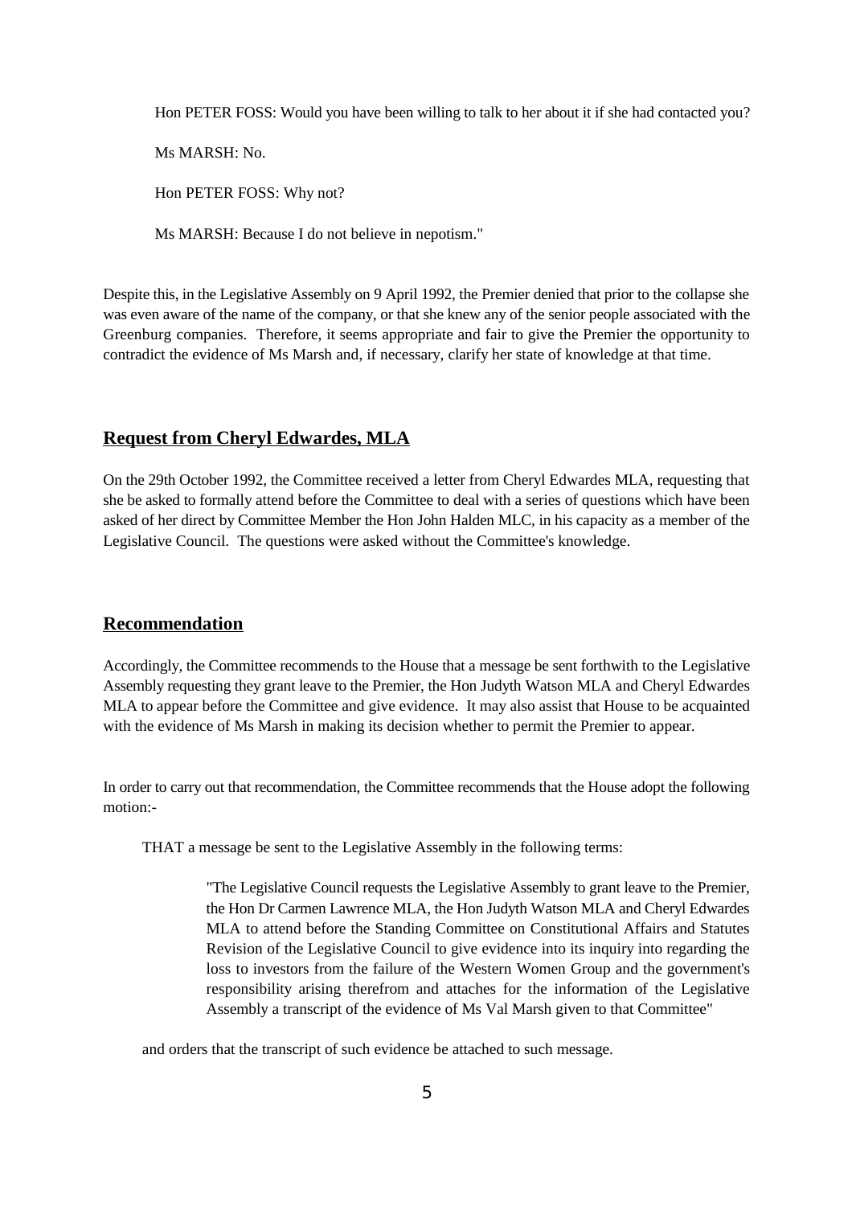Hon PETER FOSS: Would you have been willing to talk to her about it if she had contacted you?

Ms MARSH: No.

Hon PETER FOSS: Why not?

Ms MARSH: Because I do not believe in nepotism."

Despite this, in the Legislative Assembly on 9 April 1992, the Premier denied that prior to the collapse she was even aware of the name of the company, or that she knew any of the senior people associated with the Greenburg companies. Therefore, it seems appropriate and fair to give the Premier the opportunity to contradict the evidence of Ms Marsh and, if necessary, clarify her state of knowledge at that time.

## Request from Cheryl Edwardes, MLA

On the 29th October 1992, the Committee received a letter from Cheryl Edwardes MLA, requesting that she be asked to formally attend before the Committee to deal with a series of questions which have been asked of her direct by Committee Member the Hon John Halden MLC, in his capacity as a member of the Legislative Council. The questions were asked without the Committee's knowledge.

## Recommendation

Accordingly, the Committee recommends to the House that a message be sent forthwith to the Legislative Assembly requesting they grant leave to the Premier, the Hon Judyth Watson MLA and Cheryl Edwardes MLA to appear before the Committee and give evidence. It may also assist that House to be acquainted with the evidence of Ms Marsh in making its decision whether to permit the Premier to appear.

In order to carry out that recommendation, the Committee recommends that the House adopt the following motion:-

THAT a message be sent to the Legislative Assembly in the following terms:

> "The Legislative Council requests the Legislative Assembly to grant leave to the Premier, the Hon Dr Carmen Lawrence MLA, the Hon Judyth Watson MLA and Cheryl Edwardes MLA to attend before the Standing Committee on Constitutional Affairs and Statutes Revision of the Legislative Council to give evidence into its inquiry into regarding the loss to investors from the failure of the Western Women Group and the government's responsibility arising therefrom and attaches for the information of the Legislative Assembly a transcript of the evidence of Ms Val Marsh given to that Committee"

and orders that the transcript of such evidence be attached to such message.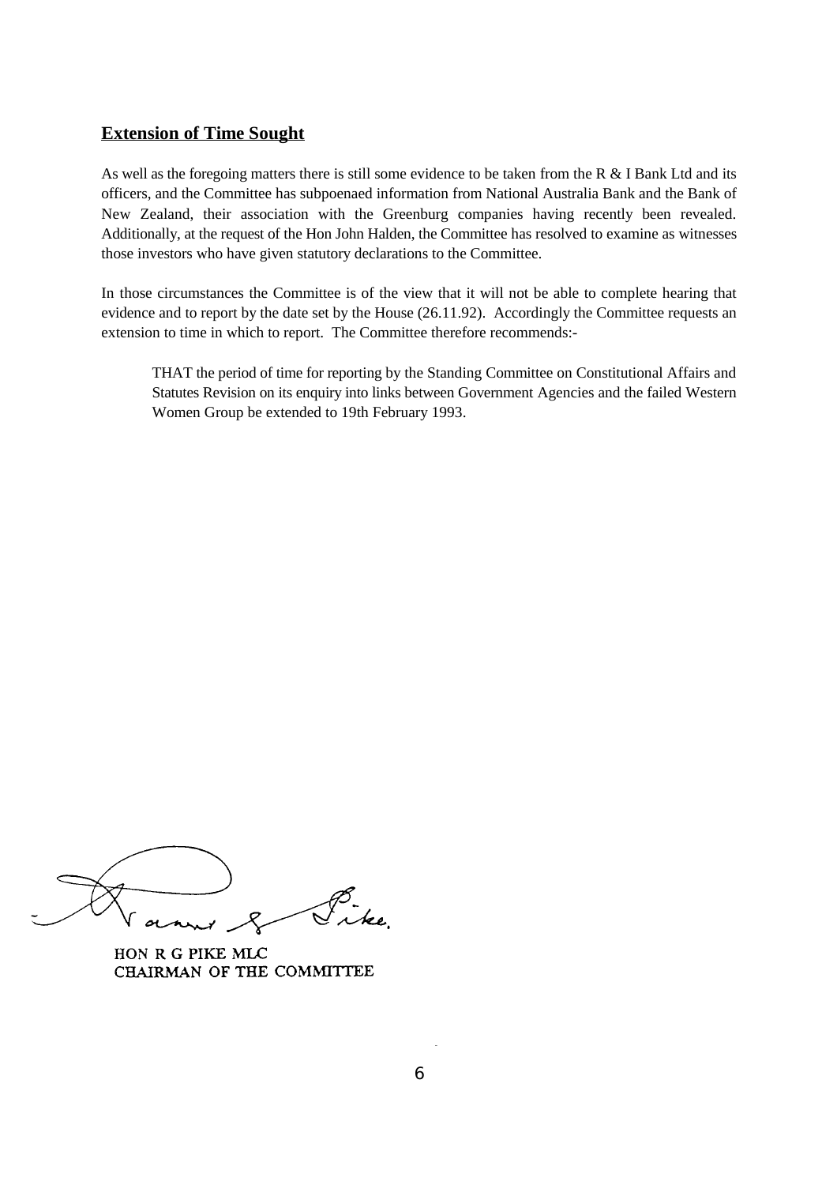## **Extension of Time Sought**

As well as the foregoing matters there is still some evidence to be taken from the R & I Bank Ltd and its officers, and the Committee has subpoenaed information from National Australia Bank and the Bank of New Zealand, their association with the Greenburg companies having recently been revealed. Additionally, at the request of the Hon John Halden, the Committee has resolved to examine as witnesses those investors who have given statutory declarations to the Committee.

In those circumstances the Committee is of the view that it will not be able to complete hearing that evidence and to report by the date set by the House (26.11.92). Accordingly the Committee requests an extension to time in which to report. The Committee therefore recommends:-

> THAT the period of time for reporting by the Standing Committee on Constitutional Affairs and Statutes Revision on its enquiry into links between Government Agencies and the failed Western Women Group be extended to 19th February 1993.

HON R G PIKE MLC
CHAIRMAN OF THE COMMITTEE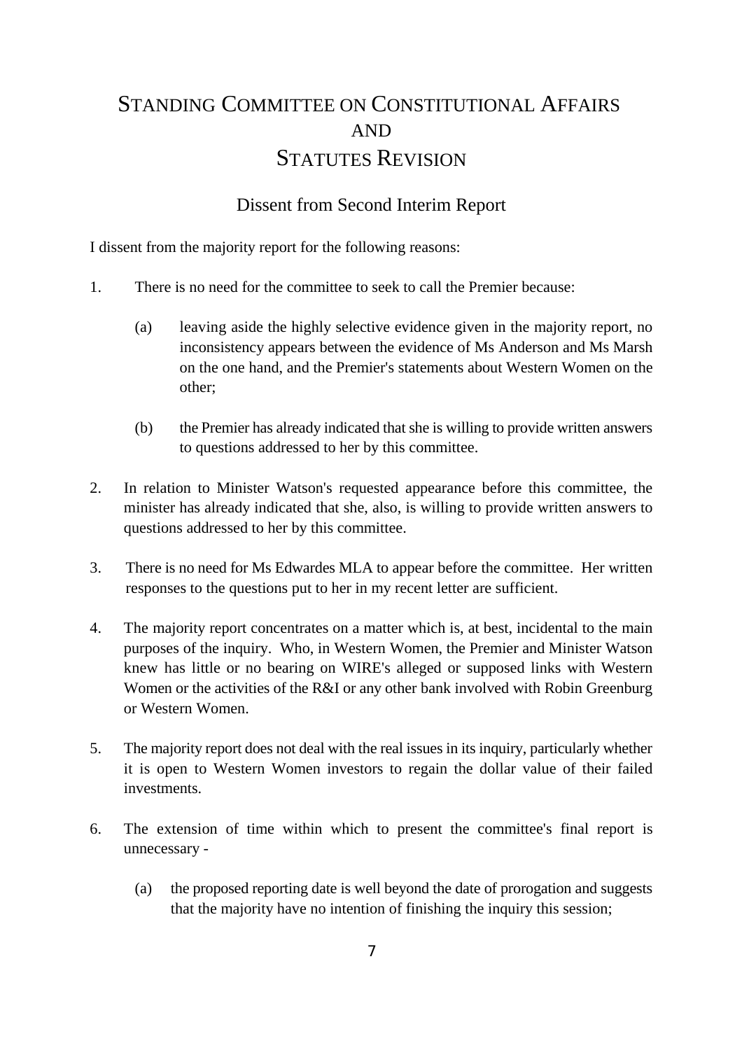# Standing Committee on Constitutional Affairs and Statutes Revision

## Dissent from Second Interim Report

I dissent from the majority report for the following reasons:

1. There is no need for the committee to seek to call the Premier because:

    (a) leaving aside the highly selective evidence given in the majority report, no inconsistency appears between the evidence of Ms Anderson and Ms Marsh on the one hand, and the Premier's statements about Western Women on the other;

    (b) the Premier has already indicated that she is willing to provide written answers to questions addressed to her by this committee.

2. In relation to Minister Watson's requested appearance before this committee, the minister has already indicated that she, also, is willing to provide written answers to questions addressed to her by this committee.

3. There is no need for Ms Edwardes MLA to appear before the committee. Her written responses to the questions put to her in my recent letter are sufficient.

4. The majority report concentrates on a matter which is, at best, incidental to the main purposes of the inquiry. Who, in Western Women, the Premier and Minister Watson knew has little or no bearing on WIRE's alleged or supposed links with Western Women or the activities of the R&I or any other bank involved with Robin Greenburg or Western Women.

5. The majority report does not deal with the real issues in its inquiry, particularly whether it is open to Western Women investors to regain the dollar value of their failed investments.

6. The extension of time within which to present the committee's final report is unnecessary -

    (a) the proposed reporting date is well beyond the date of prorogation and suggests that the majority have no intention of finishing the inquiry this session;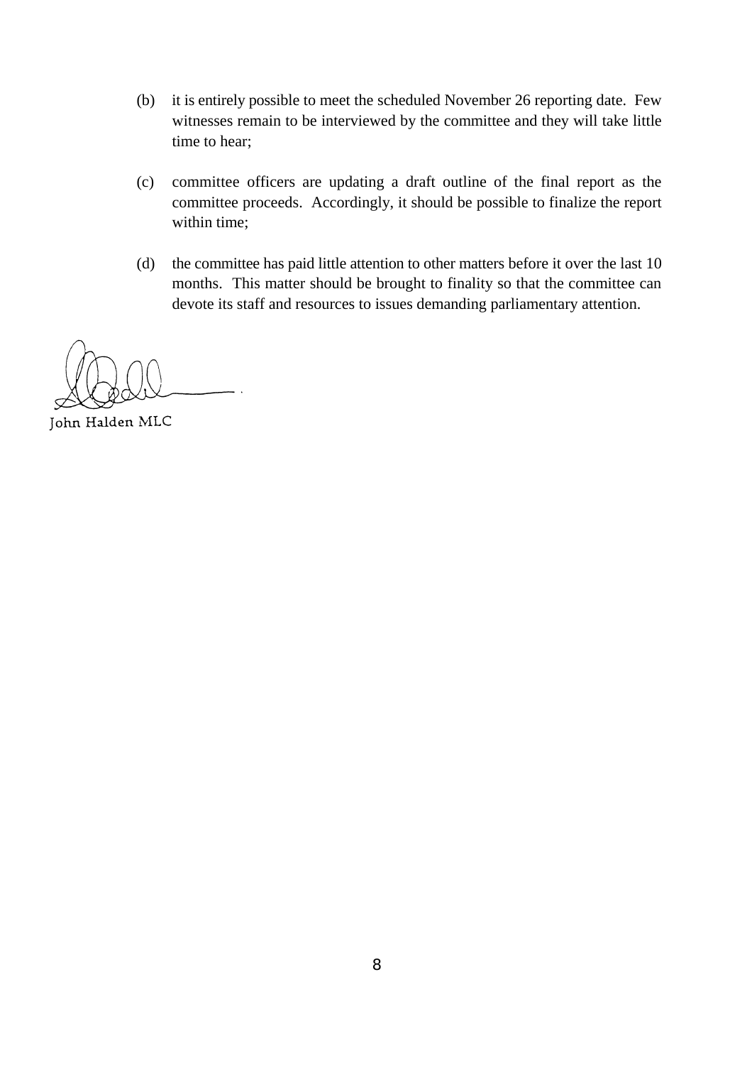(b) it is entirely possible to meet the scheduled November 26 reporting date. Few witnesses remain to be interviewed by the committee and they will take little time to hear;

(c) committee officers are updating a draft outline of the final report as the committee proceeds. Accordingly, it should be possible to finalize the report within time;

(d) the committee has paid little attention to other matters before it over the last 10 months. This matter should be brought to finality so that the committee can devote its staff and resources to issues demanding parliamentary attention.

John Halden MLC